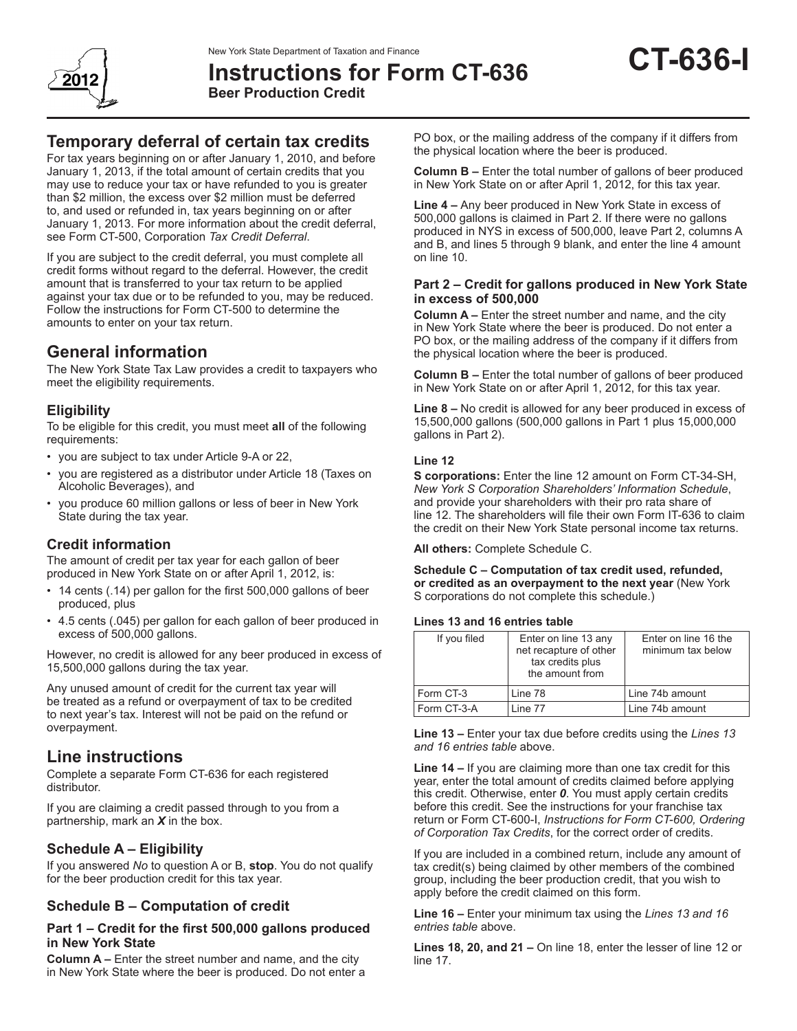New York State Department of Taxation and Finance

# Instructions for Form CT-636

**Beer Production Credit**

**CT-636-I**

2012

## Temporary deferral of certain tax credits

For tax years beginning on or after January 1, 2010, and before January 1, 2013, if the total amount of certain credits that you may use to reduce your tax or have refunded to you is greater than $2 million, the excess over $2 million must be deferred to, and used or refunded in, tax years beginning on or after January 1, 2013. For more information about the credit deferral, see Form CT-500, Corporation *Tax Credit Deferral*.

If you are subject to the credit deferral, you must complete all credit forms without regard to the deferral. However, the credit amount that is transferred to your tax return to be applied against your tax due or to be refunded to you, may be reduced. Follow the instructions for Form CT-500 to determine the amounts to enter on your tax return.

## General information

The New York State Tax Law provides a credit to taxpayers who meet the eligibility requirements.

### Eligibility

To be eligible for this credit, you must meet **all** of the following requirements:

- you are subject to tax under Article 9-A or 22,
- you are registered as a distributor under Article 18 (Taxes on Alcoholic Beverages), and
- you produce 60 million gallons or less of beer in New York State during the tax year.

### Credit information

The amount of credit per tax year for each gallon of beer produced in New York State on or after April 1, 2012, is:

- 14 cents (.14) per gallon for the first 500,000 gallons of beer produced, plus
- 4.5 cents (.045) per gallon for each gallon of beer produced in excess of 500,000 gallons.

However, no credit is allowed for any beer produced in excess of 15,500,000 gallons during the tax year.

Any unused amount of credit for the current tax year will be treated as a refund or overpayment of tax to be credited to next year's tax. Interest will not be paid on the refund or overpayment.

## Line instructions

Complete a separate Form CT-636 for each registered distributor.

If you are claiming a credit passed through to you from a partnership, mark an ***X*** in the box.

### Schedule A – Eligibility

If you answered *No* to question A or B, **stop**. You do not qualify for the beer production credit for this tax year.

### Schedule B – Computation of credit

#### Part 1 – Credit for the first 500,000 gallons produced in New York State

**Column A –** Enter the street number and name, and the city in New York State where the beer is produced. Do not enter a PO box, or the mailing address of the company if it differs from the physical location where the beer is produced.

**Column B –** Enter the total number of gallons of beer produced in New York State on or after April 1, 2012, for this tax year.

**Line 4 –** Any beer produced in New York State in excess of 500,000 gallons is claimed in Part 2. If there were no gallons produced in NYS in excess of 500,000, leave Part 2, columns A and B, and lines 5 through 9 blank, and enter the line 4 amount on line 10.

#### Part 2 – Credit for gallons produced in New York State in excess of 500,000

**Column A –** Enter the street number and name, and the city in New York State where the beer is produced. Do not enter a PO box, or the mailing address of the company if it differs from the physical location where the beer is produced.

**Column B –** Enter the total number of gallons of beer produced in New York State on or after April 1, 2012, for this tax year.

**Line 8 –** No credit is allowed for any beer produced in excess of 15,500,000 gallons (500,000 gallons in Part 1 plus 15,000,000 gallons in Part 2).

#### Line 12

**S corporations:** Enter the line 12 amount on Form CT-34-SH, *New York S Corporation Shareholders' Information Schedule*, and provide your shareholders with their pro rata share of line 12. The shareholders will file their own Form IT-636 to claim the credit on their New York State personal income tax returns.

**All others:** Complete Schedule C.

**Schedule C – Computation of tax credit used, refunded, or credited as an overpayment to the next year** (New York S corporations do not complete this schedule.)

**Lines 13 and 16 entries table**

| If you filed | Enter on line 13 any net recapture of other tax credits plus the amount from | Enter on line 16 the minimum tax below |
|---|---|---|
| Form CT-3 | Line 78 | Line 74b amount |
| Form CT-3-A | Line 77 | Line 74b amount |

**Line 13 –** Enter your tax due before credits using the *Lines 13 and 16 entries table* above.

**Line 14 –** If you are claiming more than one tax credit for this year, enter the total amount of credits claimed before applying this credit. Otherwise, enter ***0***. You must apply certain credits before this credit. See the instructions for your franchise tax return or Form CT-600-I, *Instructions for Form CT-600, Ordering of Corporation Tax Credits*, for the correct order of credits.

If you are included in a combined return, include any amount of tax credit(s) being claimed by other members of the combined group, including the beer production credit, that you wish to apply before the credit claimed on this form.

**Line 16 –** Enter your minimum tax using the *Lines 13 and 16 entries table* above.

**Lines 18, 20, and 21 –** On line 18, enter the lesser of line 12 or line 17.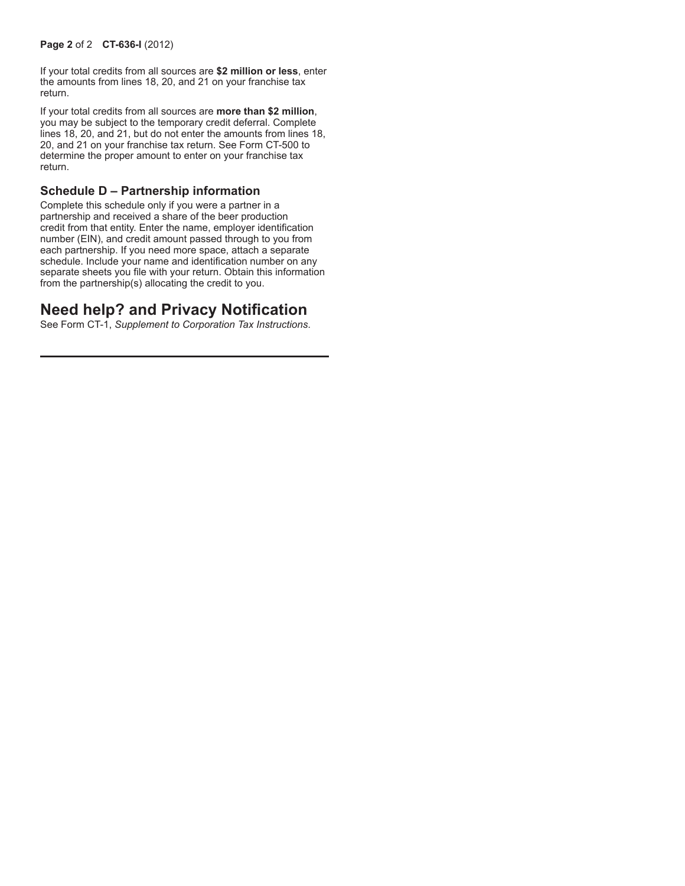If your total credits from all sources are **$2 million or less**, enter the amounts from lines 18, 20, and 21 on your franchise tax return.

If your total credits from all sources are **more than $2 million**, you may be subject to the temporary credit deferral. Complete lines 18, 20, and 21, but do not enter the amounts from lines 18, 20, and 21 on your franchise tax return. See Form CT-500 to determine the proper amount to enter on your franchise tax return.

### Schedule D – Partnership information

Complete this schedule only if you were a partner in a partnership and received a share of the beer production credit from that entity. Enter the name, employer identification number (EIN), and credit amount passed through to you from each partnership. If you need more space, attach a separate schedule. Include your name and identification number on any separate sheets you file with your return. Obtain this information from the partnership(s) allocating the credit to you.

## Need help? and Privacy Notification

See Form CT-1, *Supplement to Corporation Tax Instructions*.